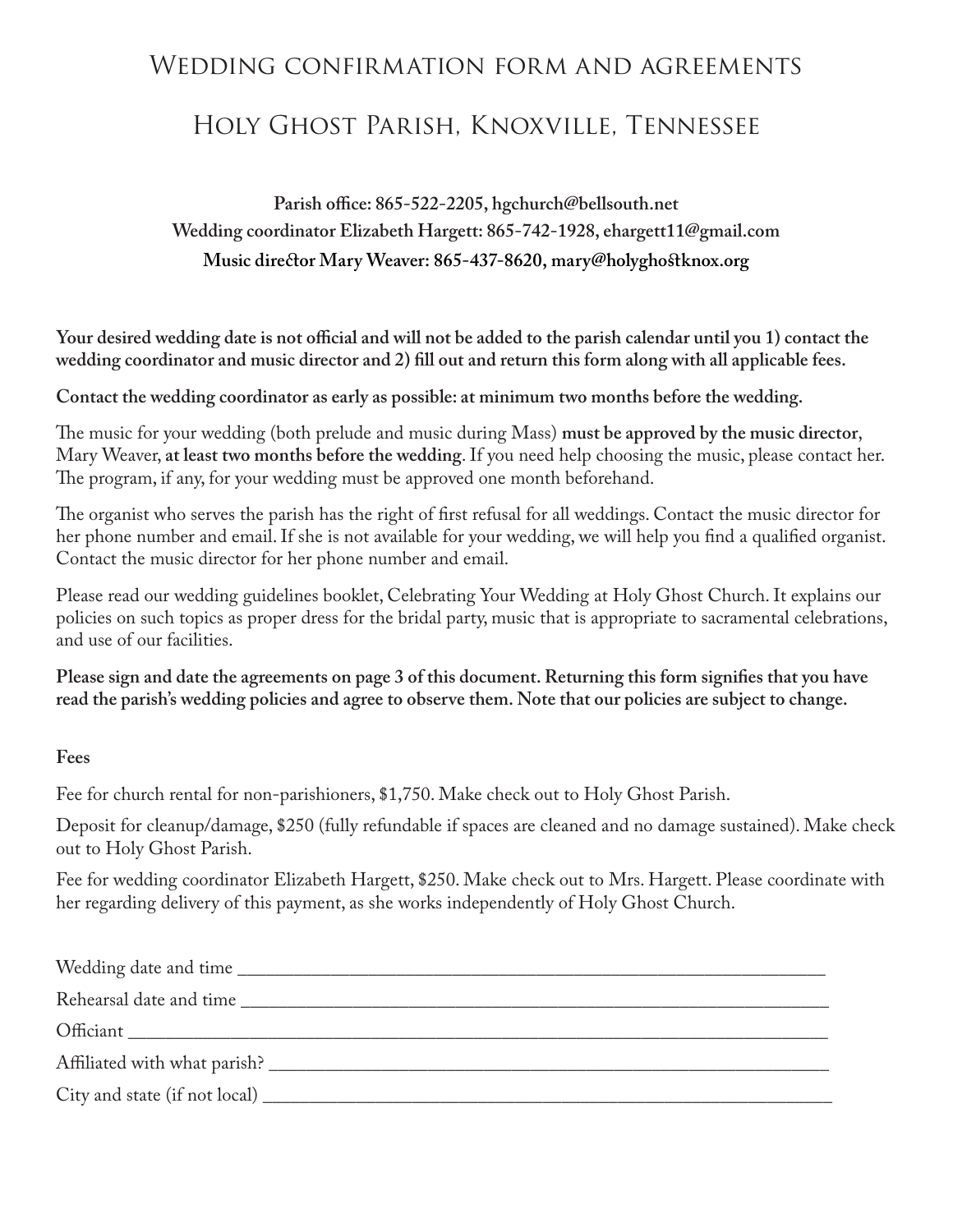# Wedding confirmation form and agreements

## Holy Ghost Parish, Knoxville, Tennessee

**Parish office: 865-522-2205, hgchurch@bellsouth.net**
**Wedding coordinator Elizabeth Hargett: 865-742-1928, ehargett11@gmail.com**
**Music director Mary Weaver: 865-437-8620, mary@holyghostknox.org**

**Your desired wedding date is not official and will not be added to the parish calendar until you 1) contact the wedding coordinator and music director and 2) fill out and return this form along with all applicable fees.**

**Contact the wedding coordinator as early as possible: at minimum two months before the wedding.**

The music for your wedding (both prelude and music during Mass) **must be approved by the music director**, Mary Weaver, **at least two months before the wedding**. If you need help choosing the music, please contact her. The program, if any, for your wedding must be approved one month beforehand.

The organist who serves the parish has the right of first refusal for all weddings. Contact the music director for her phone number and email. If she is not available for your wedding, we will help you find a qualified organist. Contact the music director for her phone number and email.

Please read our wedding guidelines booklet, Celebrating Your Wedding at Holy Ghost Church. It explains our policies on such topics as proper dress for the bridal party, music that is appropriate to sacramental celebrations, and use of our facilities.

**Please sign and date the agreements on page 3 of this document. Returning this form signifies that you have read the parish's wedding policies and agree to observe them. Note that our policies are subject to change.**

**Fees**

Fee for church rental for non-parishioners, $1,750. Make check out to Holy Ghost Parish.

Deposit for cleanup/damage, $250 (fully refundable if spaces are cleaned and no damage sustained). Make check out to Holy Ghost Parish.

Fee for wedding coordinator Elizabeth Hargett, $250. Make check out to Mrs. Hargett. Please coordinate with her regarding delivery of this payment, as she works independently of Holy Ghost Church.

Wedding date and time ____________________________________________

Rehearsal date and time ____________________________________________

Officiant ____________________________________________

Affiliated with what parish? ____________________________________________

City and state (if not local) ____________________________________________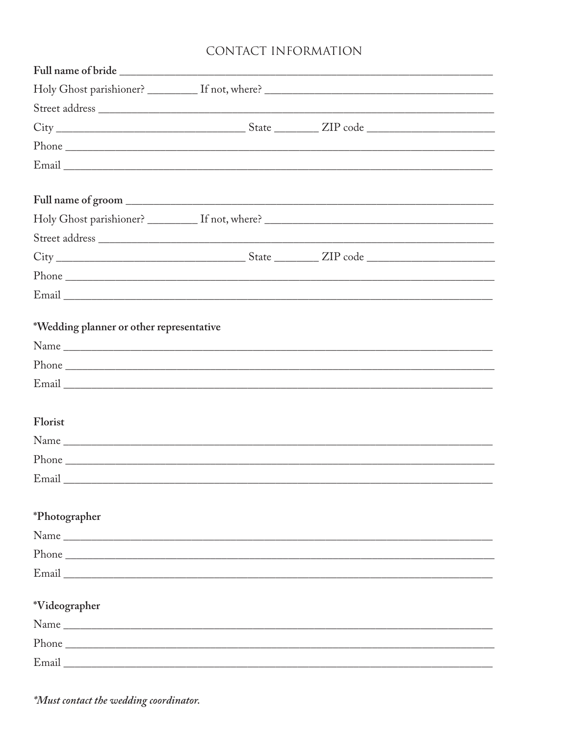## CONTACT INFORMATION

**Full name of bride** ______________________________________________

Holy Ghost parishioner? ________ If not, where? ______________________________

Street address ______________________________________________

City ______________________ State _______ ZIP code ______________

Phone ______________________________________________

Email ______________________________________________

**Full name of groom** ______________________________________________

Holy Ghost parishioner? ________ If not, where? ______________________________

Street address ______________________________________________

City ______________________ State _______ ZIP code ______________

Phone ______________________________________________

Email ______________________________________________

**\*Wedding planner or other representative**

Name ______________________________________________

Phone ______________________________________________

Email ______________________________________________

**Florist**

Name ______________________________________________

Phone ______________________________________________

Email ______________________________________________

**\*Photographer**

Name ______________________________________________

Phone ______________________________________________

Email ______________________________________________

**\*Videographer**

Name ______________________________________________

Phone ______________________________________________

Email ______________________________________________

*\*Must contact the wedding coordinator.*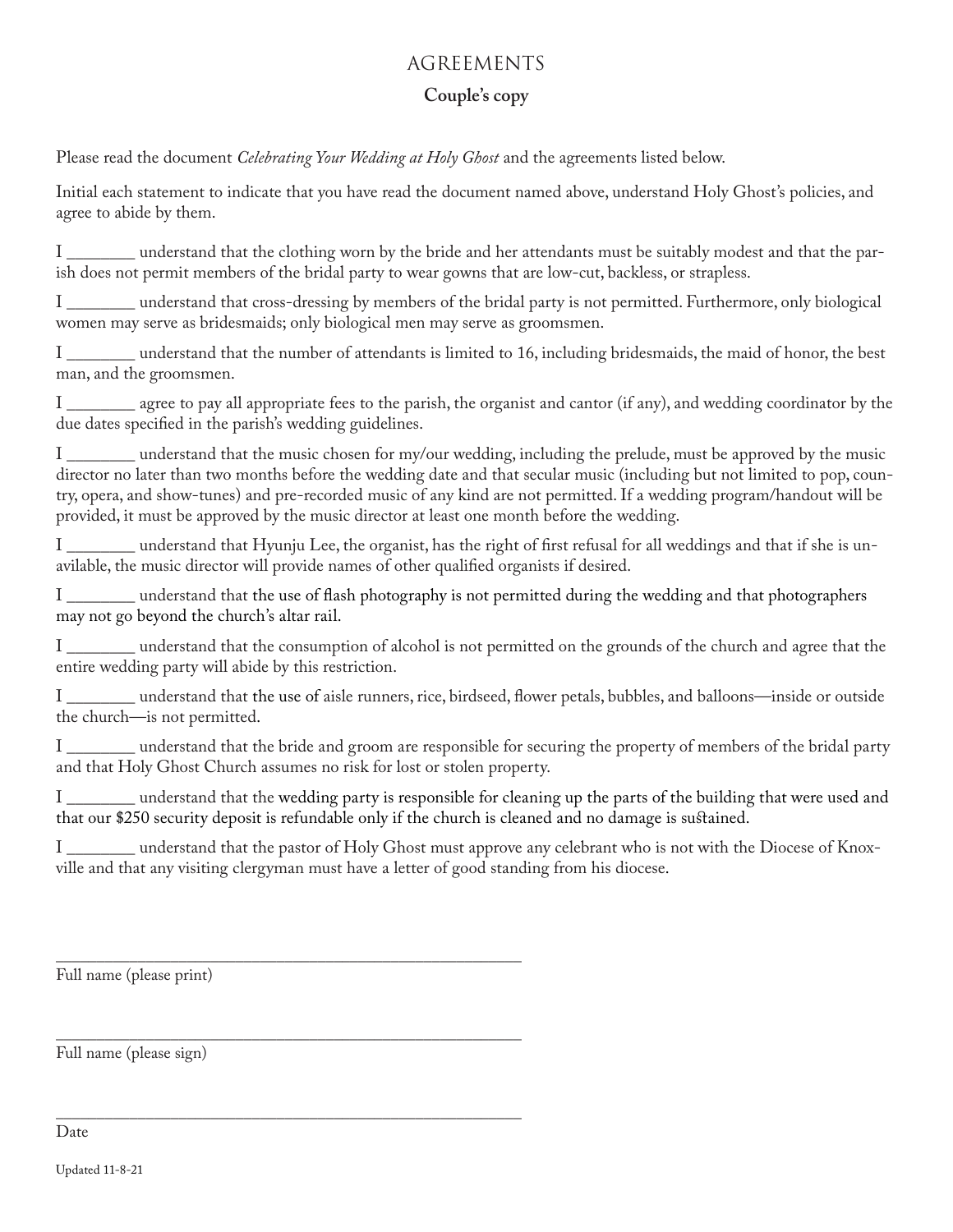# AGREEMENTS

## Couple's copy

Please read the document *Celebrating Your Wedding at Holy Ghost* and the agreements listed below.

Initial each statement to indicate that you have read the document named above, understand Holy Ghost's policies, and agree to abide by them.

I ________ understand that the clothing worn by the bride and her attendants must be suitably modest and that the parish does not permit members of the bridal party to wear gowns that are low-cut, backless, or strapless.

I ________ understand that cross-dressing by members of the bridal party is not permitted. Furthermore, only biological women may serve as bridesmaids; only biological men may serve as groomsmen.

I ________ understand that the number of attendants is limited to 16, including bridesmaids, the maid of honor, the best man, and the groomsmen.

I ________ agree to pay all appropriate fees to the parish, the organist and cantor (if any), and wedding coordinator by the due dates specified in the parish's wedding guidelines.

I ________ understand that the music chosen for my/our wedding, including the prelude, must be approved by the music director no later than two months before the wedding date and that secular music (including but not limited to pop, country, opera, and show-tunes) and pre-recorded music of any kind are not permitted. If a wedding program/handout will be provided, it must be approved by the music director at least one month before the wedding.

I ________ understand that Hyunju Lee, the organist, has the right of first refusal for all weddings and that if she is unavilable, the music director will provide names of other qualified organists if desired.

I ________ understand that the use of flash photography is not permitted during the wedding and that photographers may not go beyond the church's altar rail.

I ________ understand that the consumption of alcohol is not permitted on the grounds of the church and agree that the entire wedding party will abide by this restriction.

I ________ understand that the use of aisle runners, rice, birdseed, flower petals, bubbles, and balloons—inside or outside the church—is not permitted.

I ________ understand that the bride and groom are responsible for securing the property of members of the bridal party and that Holy Ghost Church assumes no risk for lost or stolen property.

I ________ understand that the wedding party is responsible for cleaning up the parts of the building that were used and that our $250 security deposit is refundable only if the church is cleaned and no damage is sustained.

I ________ understand that the pastor of Holy Ghost must approve any celebrant who is not with the Diocese of Knoxville and that any visiting clergyman must have a letter of good standing from his diocese.

______________________________________________

Full name (please print)

______________________________________________

Full name (please sign)

______________________________________________

Date

Updated 11-8-21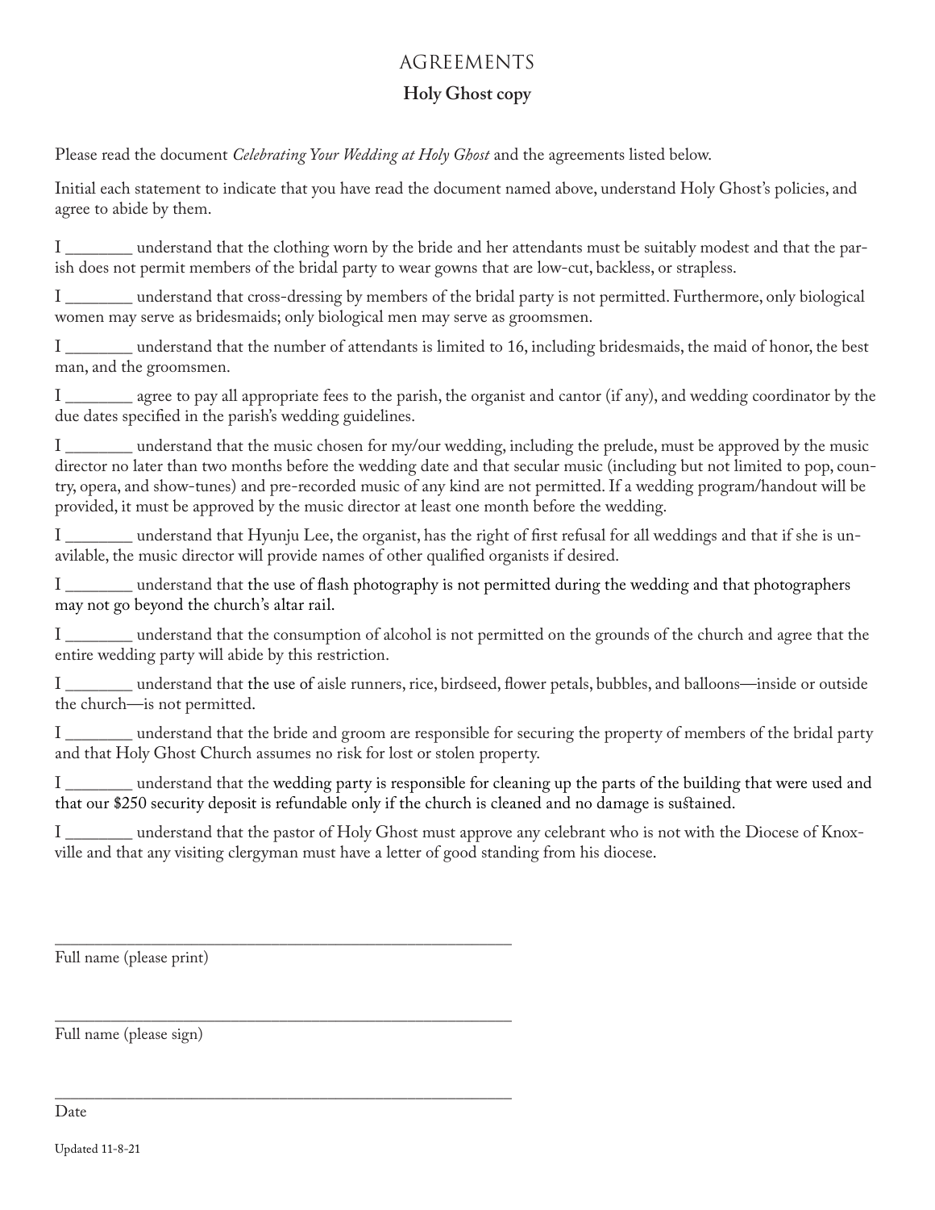# AGREEMENTS

## Holy Ghost copy

Please read the document *Celebrating Your Wedding at Holy Ghost* and the agreements listed below.

Initial each statement to indicate that you have read the document named above, understand Holy Ghost's policies, and agree to abide by them.

I ________ understand that the clothing worn by the bride and her attendants must be suitably modest and that the parish does not permit members of the bridal party to wear gowns that are low-cut, backless, or strapless.

I ________ understand that cross-dressing by members of the bridal party is not permitted. Furthermore, only biological women may serve as bridesmaids; only biological men may serve as groomsmen.

I ________ understand that the number of attendants is limited to 16, including bridesmaids, the maid of honor, the best man, and the groomsmen.

I ________ agree to pay all appropriate fees to the parish, the organist and cantor (if any), and wedding coordinator by the due dates specified in the parish's wedding guidelines.

I ________ understand that the music chosen for my/our wedding, including the prelude, must be approved by the music director no later than two months before the wedding date and that secular music (including but not limited to pop, country, opera, and show-tunes) and pre-recorded music of any kind are not permitted. If a wedding program/handout will be provided, it must be approved by the music director at least one month before the wedding.

I ________ understand that Hyunju Lee, the organist, has the right of first refusal for all weddings and that if she is unavilable, the music director will provide names of other qualified organists if desired.

I ________ understand that the use of flash photography is not permitted during the wedding and that photographers may not go beyond the church's altar rail.

I ________ understand that the consumption of alcohol is not permitted on the grounds of the church and agree that the entire wedding party will abide by this restriction.

I ________ understand that the use of aisle runners, rice, birdseed, flower petals, bubbles, and balloons—inside or outside the church—is not permitted.

I ________ understand that the bride and groom are responsible for securing the property of members of the bridal party and that Holy Ghost Church assumes no risk for lost or stolen property.

I ________ understand that the wedding party is responsible for cleaning up the parts of the building that were used and that our $250 security deposit is refundable only if the church is cleaned and no damage is sustained.

I ________ understand that the pastor of Holy Ghost must approve any celebrant who is not with the Diocese of Knoxville and that any visiting clergyman must have a letter of good standing from his diocese.

______________________________________________

Full name (please print)

______________________________________________

Full name (please sign)

______________________________________________

Date

Updated 11-8-21